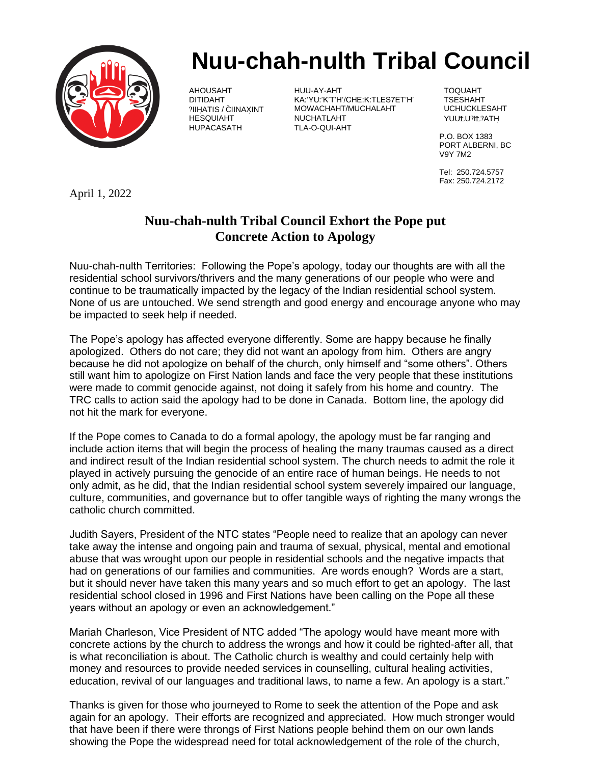# Nuu-chah-nulth Tribal Council

AHOUSAHT
DITIDAHT
ʔIIHATIS / ČIINAXINT
HESQUIAHT
HUPACASATH

HUU-AY-AHT
KA:'YU:'K'T'H'/CHE:K:TLES7ET'H'
MOWACHAHT/MUCHALAHT
NUCHATLAHT
TLA-O-QUI-AHT

TOQUAHT
TSESHAHT
UCHUCKLESAHT
YUUŁUʔIŁʔATḤ

P.O. BOX 1383
PORT ALBERNI, BC
V9Y 7M2

Tel: 250.724.5757
Fax: 250.724.2172

April 1, 2022

## Nuu-chah-nulth Tribal Council Exhort the Pope put Concrete Action to Apology

Nuu-chah-nulth Territories: Following the Pope's apology, today our thoughts are with all the residential school survivors/thrivers and the many generations of our people who were and continue to be traumatically impacted by the legacy of the Indian residential school system. None of us are untouched. We send strength and good energy and encourage anyone who may be impacted to seek help if needed.

The Pope's apology has affected everyone differently. Some are happy because he finally apologized. Others do not care; they did not want an apology from him. Others are angry because he did not apologize on behalf of the church, only himself and "some others". Others still want him to apologize on First Nation lands and face the very people that these institutions were made to commit genocide against, not doing it safely from his home and country. The TRC calls to action said the apology had to be done in Canada. Bottom line, the apology did not hit the mark for everyone.

If the Pope comes to Canada to do a formal apology, the apology must be far ranging and include action items that will begin the process of healing the many traumas caused as a direct and indirect result of the Indian residential school system. The church needs to admit the role it played in actively pursuing the genocide of an entire race of human beings. He needs to not only admit, as he did, that the Indian residential school system severely impaired our language, culture, communities, and governance but to offer tangible ways of righting the many wrongs the catholic church committed.

Judith Sayers, President of the NTC states "People need to realize that an apology can never take away the intense and ongoing pain and trauma of sexual, physical, mental and emotional abuse that was wrought upon our people in residential schools and the negative impacts that had on generations of our families and communities. Are words enough? Words are a start, but it should never have taken this many years and so much effort to get an apology. The last residential school closed in 1996 and First Nations have been calling on the Pope all these years without an apology or even an acknowledgement."

Mariah Charleson, Vice President of NTC added "The apology would have meant more with concrete actions by the church to address the wrongs and how it could be righted-after all, that is what reconciliation is about. The Catholic church is wealthy and could certainly help with money and resources to provide needed services in counselling, cultural healing activities, education, revival of our languages and traditional laws, to name a few. An apology is a start."

Thanks is given for those who journeyed to Rome to seek the attention of the Pope and ask again for an apology. Their efforts are recognized and appreciated. How much stronger would that have been if there were throngs of First Nations people behind them on our own lands showing the Pope the widespread need for total acknowledgement of the role of the church,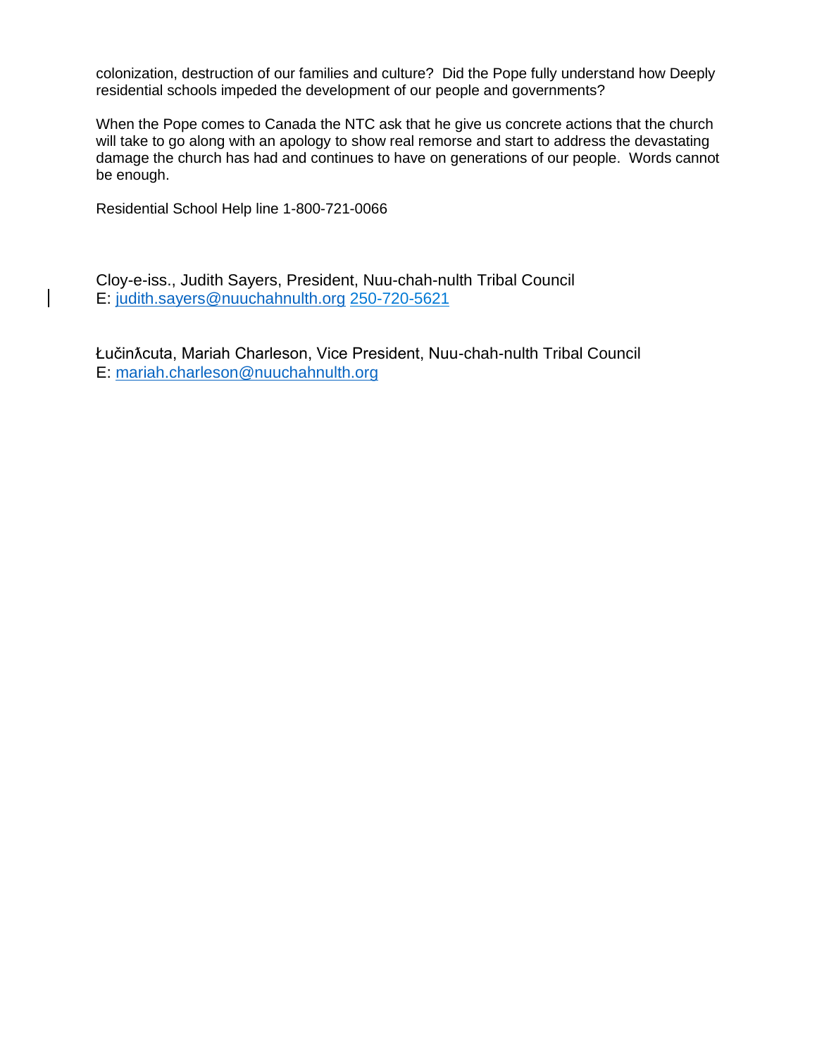colonization, destruction of our families and culture? Did the Pope fully understand how Deeply residential schools impeded the development of our people and governments?

When the Pope comes to Canada the NTC ask that he give us concrete actions that the church will take to go along with an apology to show real remorse and start to address the devastating damage the church has had and continues to have on generations of our people. Words cannot be enough.

Residential School Help line 1-800-721-0066

Cloy-e-iss., Judith Sayers, President, Nuu-chah-nulth Tribal Council
E: judith.sayers@nuuchahnulth.org 250-720-5621

Łučinƛcuta, Mariah Charleson, Vice President, Nuu-chah-nulth Tribal Council
E: mariah.charleson@nuuchahnulth.org